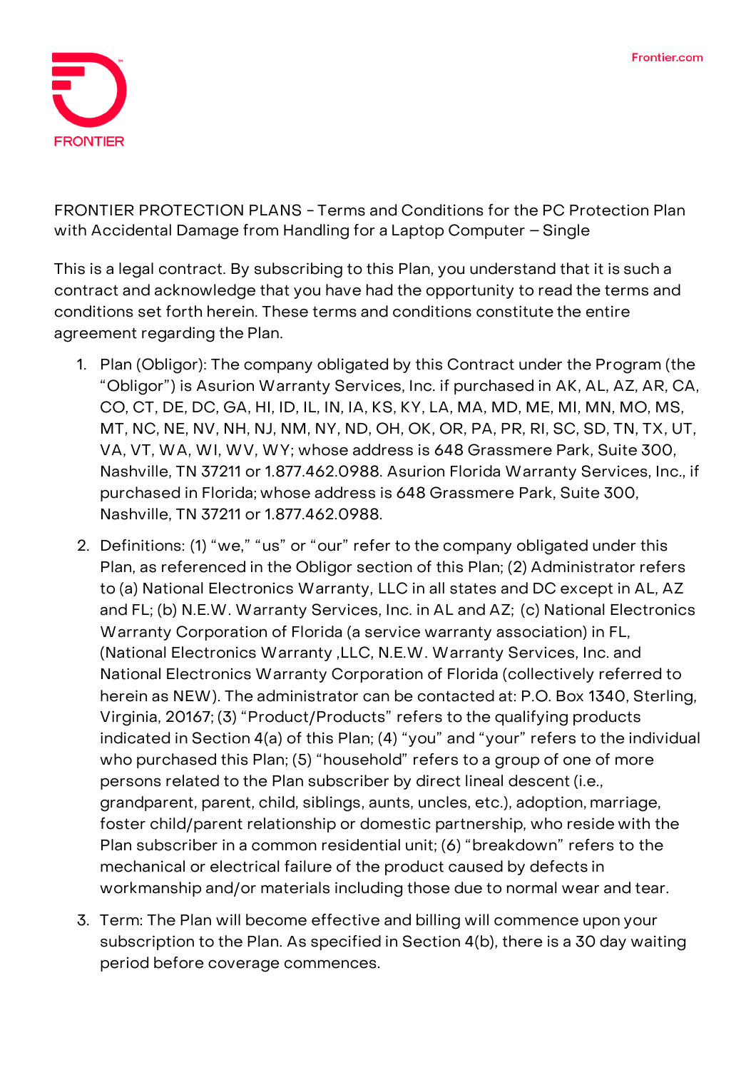FRONTIER PROTECTION PLANS - Terms and Conditions for the PC Protection Plan with Accidental Damage from Handling for a Laptop Computer – Single

This is a legal contract. By subscribing to this Plan, you understand that it is such a contract and acknowledge that you have had the opportunity to read the terms and conditions set forth herein. These terms and conditions constitute the entire agreement regarding the Plan.

1. Plan (Obligor): The company obligated by this Contract under the Program (the "Obligor") is Asurion Warranty Services, Inc. if purchased in AK, AL, AZ, AR, CA, CO, CT, DE, DC, GA, HI, ID, IL, IN, IA, KS, KY, LA, MA, MD, ME, MI, MN, MO, MS, MT, NC, NE, NV, NH, NJ, NM, NY, ND, OH, OK, OR, PA, PR, RI, SC, SD, TN, TX, UT, VA, VT, WA, WI, WV, WY; whose address is 648 Grassmere Park, Suite 300, Nashville, TN 37211 or 1.877.462.0988. Asurion Florida Warranty Services, Inc., if purchased in Florida; whose address is 648 Grassmere Park, Suite 300, Nashville, TN 37211 or 1.877.462.0988.
2. Definitions: (1) "we," "us" or "our" refer to the company obligated under this Plan, as referenced in the Obligor section of this Plan; (2) Administrator refers to (a) National Electronics Warranty, LLC in all states and DC except in AL, AZ and FL; (b) N.E.W. Warranty Services, Inc. in AL and AZ; (c) National Electronics Warranty Corporation of Florida (a service warranty association) in FL, (National Electronics Warranty ,LLC, N.E.W. Warranty Services, Inc. and National Electronics Warranty Corporation of Florida (collectively referred to herein as NEW). The administrator can be contacted at: P.O. Box 1340, Sterling, Virginia, 20167; (3) "Product/Products" refers to the qualifying products indicated in Section 4(a) of this Plan; (4) "you" and "your" refers to the individual who purchased this Plan; (5) "household" refers to a group of one of more persons related to the Plan subscriber by direct lineal descent (i.e., grandparent, parent, child, siblings, aunts, uncles, etc.), adoption, marriage, foster child/parent relationship or domestic partnership, who reside with the Plan subscriber in a common residential unit; (6) "breakdown" refers to the mechanical or electrical failure of the product caused by defects in workmanship and/or materials including those due to normal wear and tear.
3. Term: The Plan will become effective and billing will commence upon your subscription to the Plan. As specified in Section 4(b), there is a 30 day waiting period before coverage commences.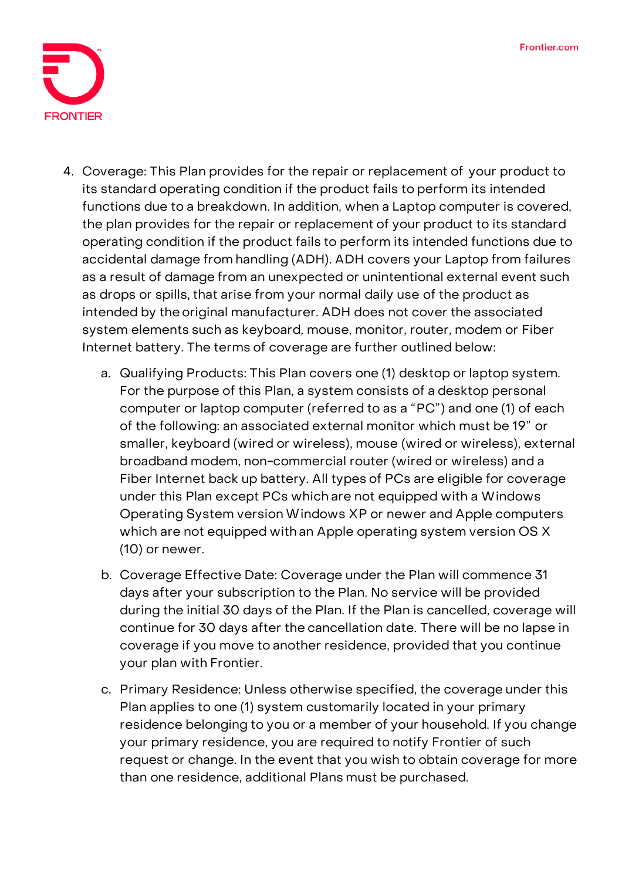4. Coverage: This Plan provides for the repair or replacement of your product to its standard operating condition if the product fails to perform its intended functions due to a breakdown. In addition, when a Laptop computer is covered, the plan provides for the repair or replacement of your product to its standard operating condition if the product fails to perform its intended functions due to accidental damage from handling (ADH). ADH covers your Laptop from failures as a result of damage from an unexpected or unintentional external event such as drops or spills, that arise from your normal daily use of the product as intended by the original manufacturer. ADH does not cover the associated system elements such as keyboard, mouse, monitor, router, modem or Fiber Internet battery. The terms of coverage are further outlined below:

    a. Qualifying Products: This Plan covers one (1) desktop or laptop system. For the purpose of this Plan, a system consists of a desktop personal computer or laptop computer (referred to as a "PC") and one (1) of each of the following: an associated external monitor which must be 19" or smaller, keyboard (wired or wireless), mouse (wired or wireless), external broadband modem, non-commercial router (wired or wireless) and a Fiber Internet back up battery. All types of PCs are eligible for coverage under this Plan except PCs which are not equipped with a Windows Operating System version Windows XP or newer and Apple computers which are not equipped with an Apple operating system version OS X (10) or newer.

    b. Coverage Effective Date: Coverage under the Plan will commence 31 days after your subscription to the Plan. No service will be provided during the initial 30 days of the Plan. If the Plan is cancelled, coverage will continue for 30 days after the cancellation date. There will be no lapse in coverage if you move to another residence, provided that you continue your plan with Frontier.

    c. Primary Residence: Unless otherwise specified, the coverage under this Plan applies to one (1) system customarily located in your primary residence belonging to you or a member of your household. If you change your primary residence, you are required to notify Frontier of such request or change. In the event that you wish to obtain coverage for more than one residence, additional Plans must be purchased.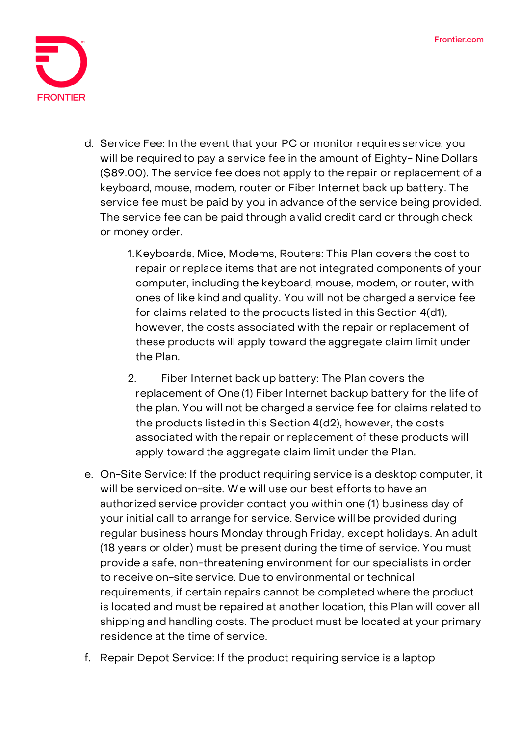d. Service Fee: In the event that your PC or monitor requires service, you will be required to pay a service fee in the amount of Eighty- Nine Dollars ($89.00). The service fee does not apply to the repair or replacement of a keyboard, mouse, modem, router or Fiber Internet back up battery. The service fee must be paid by you in advance of the service being provided. The service fee can be paid through a valid credit card or through check or money order.

    1. Keyboards, Mice, Modems, Routers: This Plan covers the cost to repair or replace items that are not integrated components of your computer, including the keyboard, mouse, modem, or router, with ones of like kind and quality. You will not be charged a service fee for claims related to the products listed in this Section 4(d1), however, the costs associated with the repair or replacement of these products will apply toward the aggregate claim limit under the Plan.

    2. Fiber Internet back up battery: The Plan covers the replacement of One (1) Fiber Internet backup battery for the life of the plan. You will not be charged a service fee for claims related to the products listed in this Section 4(d2), however, the costs associated with the repair or replacement of these products will apply toward the aggregate claim limit under the Plan.

e. On-Site Service: If the product requiring service is a desktop computer, it will be serviced on-site. We will use our best efforts to have an authorized service provider contact you within one (1) business day of your initial call to arrange for service. Service will be provided during regular business hours Monday through Friday, except holidays. An adult (18 years or older) must be present during the time of service. You must provide a safe, non-threatening environment for our specialists in order to receive on-site service. Due to environmental or technical requirements, if certain repairs cannot be completed where the product is located and must be repaired at another location, this Plan will cover all shipping and handling costs. The product must be located at your primary residence at the time of service.

f. Repair Depot Service: If the product requiring service is a laptop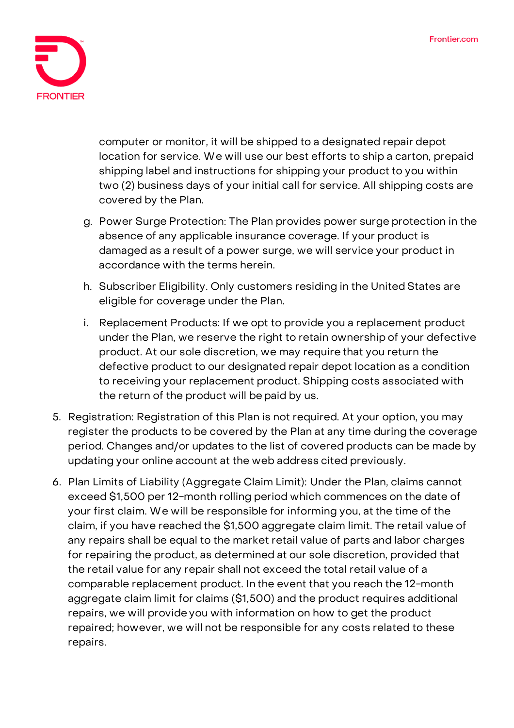computer or monitor, it will be shipped to a designated repair depot location for service. We will use our best efforts to ship a carton, prepaid shipping label and instructions for shipping your product to you within two (2) business days of your initial call for service. All shipping costs are covered by the Plan.

g. Power Surge Protection: The Plan provides power surge protection in the absence of any applicable insurance coverage. If your product is damaged as a result of a power surge, we will service your product in accordance with the terms herein.

h. Subscriber Eligibility. Only customers residing in the United States are eligible for coverage under the Plan.

i. Replacement Products: If we opt to provide you a replacement product under the Plan, we reserve the right to retain ownership of your defective product. At our sole discretion, we may require that you return the defective product to our designated repair depot location as a condition to receiving your replacement product. Shipping costs associated with the return of the product will be paid by us.

5. Registration: Registration of this Plan is not required. At your option, you may register the products to be covered by the Plan at any time during the coverage period. Changes and/or updates to the list of covered products can be made by updating your online account at the web address cited previously.

6. Plan Limits of Liability (Aggregate Claim Limit): Under the Plan, claims cannot exceed $1,500 per 12-month rolling period which commences on the date of your first claim. We will be responsible for informing you, at the time of the claim, if you have reached the $1,500 aggregate claim limit. The retail value of any repairs shall be equal to the market retail value of parts and labor charges for repairing the product, as determined at our sole discretion, provided that the retail value for any repair shall not exceed the total retail value of a comparable replacement product. In the event that you reach the 12-month aggregate claim limit for claims ($1,500) and the product requires additional repairs, we will provide you with information on how to get the product repaired; however, we will not be responsible for any costs related to these repairs.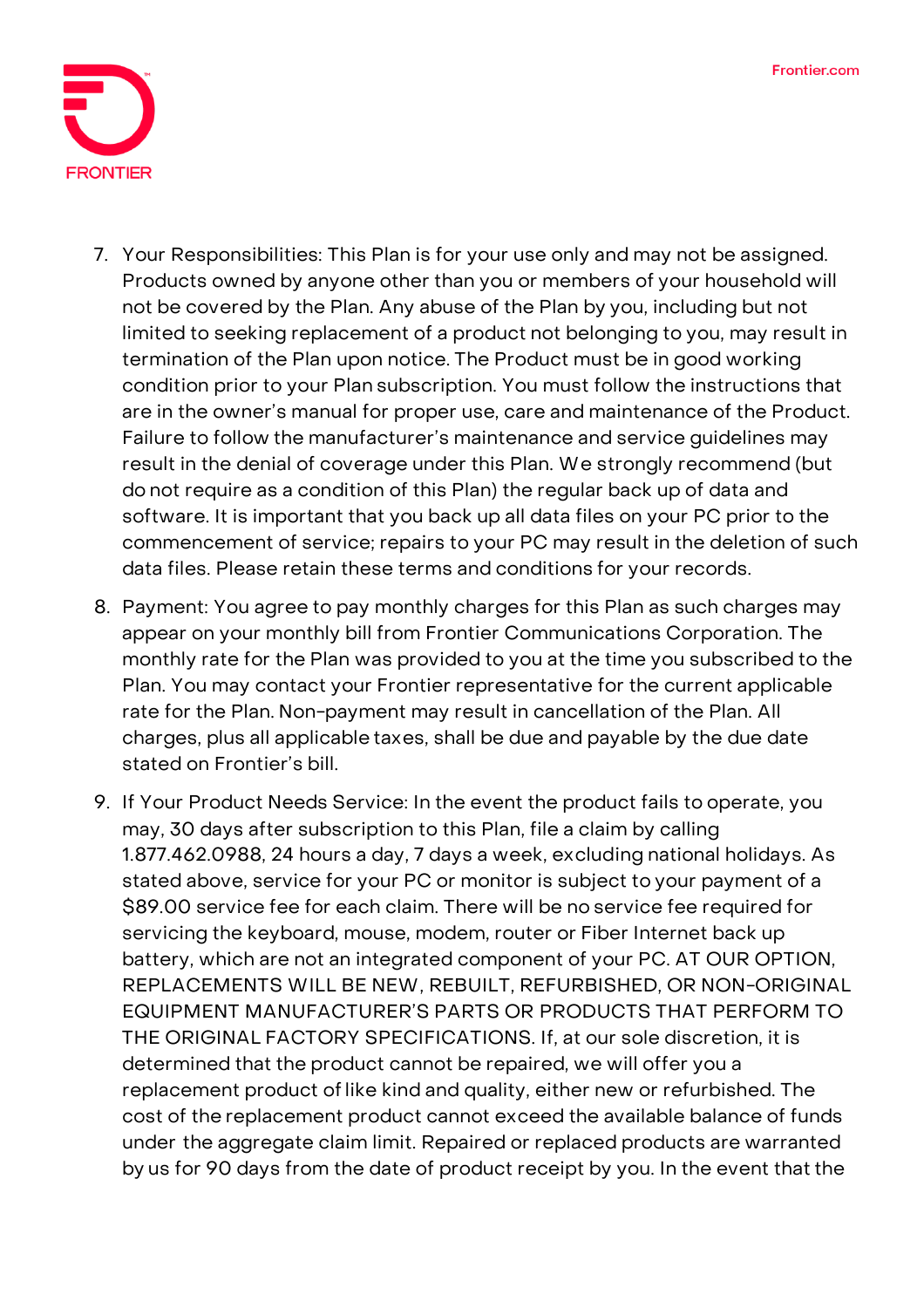7. Your Responsibilities: This Plan is for your use only and may not be assigned. Products owned by anyone other than you or members of your household will not be covered by the Plan. Any abuse of the Plan by you, including but not limited to seeking replacement of a product not belonging to you, may result in termination of the Plan upon notice. The Product must be in good working condition prior to your Plan subscription. You must follow the instructions that are in the owner's manual for proper use, care and maintenance of the Product. Failure to follow the manufacturer's maintenance and service guidelines may result in the denial of coverage under this Plan. We strongly recommend (but do not require as a condition of this Plan) the regular back up of data and software. It is important that you back up all data files on your PC prior to the commencement of service; repairs to your PC may result in the deletion of such data files. Please retain these terms and conditions for your records.
8. Payment: You agree to pay monthly charges for this Plan as such charges may appear on your monthly bill from Frontier Communications Corporation. The monthly rate for the Plan was provided to you at the time you subscribed to the Plan. You may contact your Frontier representative for the current applicable rate for the Plan. Non-payment may result in cancellation of the Plan. All charges, plus all applicable taxes, shall be due and payable by the due date stated on Frontier's bill.
9. If Your Product Needs Service: In the event the product fails to operate, you may, 30 days after subscription to this Plan, file a claim by calling 1.877.462.0988, 24 hours a day, 7 days a week, excluding national holidays. As stated above, service for your PC or monitor is subject to your payment of a $89.00 service fee for each claim. There will be no service fee required for servicing the keyboard, mouse, modem, router or Fiber Internet back up battery, which are not an integrated component of your PC. AT OUR OPTION, REPLACEMENTS WILL BE NEW, REBUILT, REFURBISHED, OR NON-ORIGINAL EQUIPMENT MANUFACTURER'S PARTS OR PRODUCTS THAT PERFORM TO THE ORIGINAL FACTORY SPECIFICATIONS. If, at our sole discretion, it is determined that the product cannot be repaired, we will offer you a replacement product of like kind and quality, either new or refurbished. The cost of the replacement product cannot exceed the available balance of funds under the aggregate claim limit. Repaired or replaced products are warranted by us for 90 days from the date of product receipt by you. In the event that the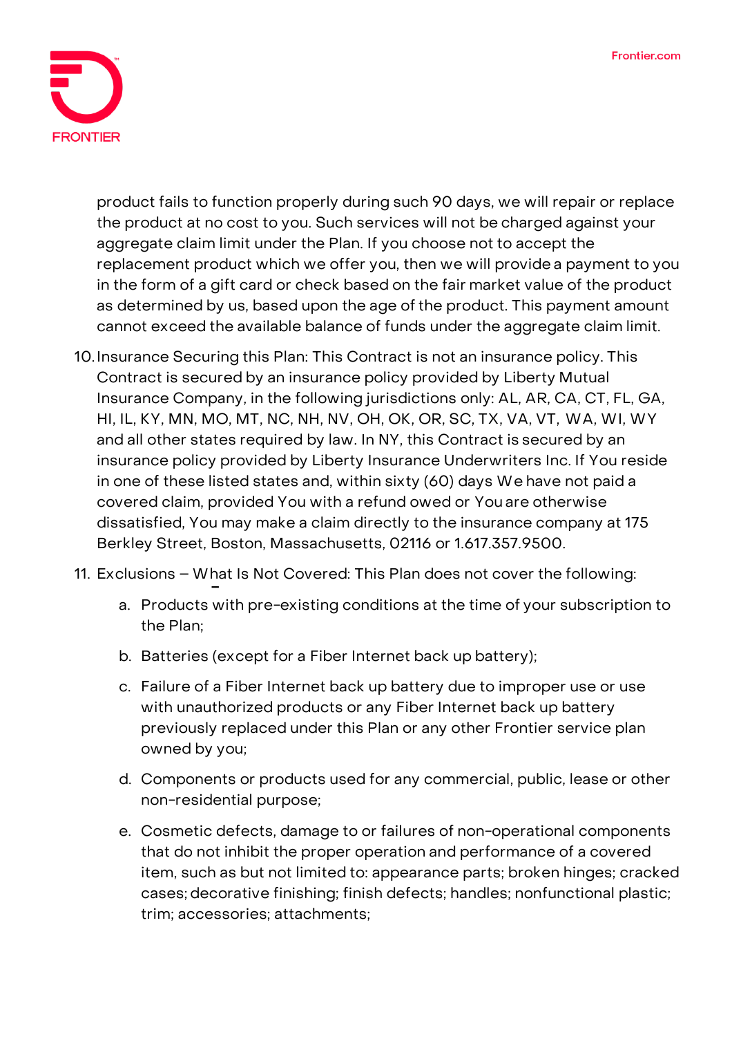product fails to function properly during such 90 days, we will repair or replace the product at no cost to you. Such services will not be charged against your aggregate claim limit under the Plan. If you choose not to accept the replacement product which we offer you, then we will provide a payment to you in the form of a gift card or check based on the fair market value of the product as determined by us, based upon the age of the product. This payment amount cannot exceed the available balance of funds under the aggregate claim limit.

10. Insurance Securing this Plan: This Contract is not an insurance policy. This Contract is secured by an insurance policy provided by Liberty Mutual Insurance Company, in the following jurisdictions only: AL, AR, CA, CT, FL, GA, HI, IL, KY, MN, MO, MT, NC, NH, NV, OH, OK, OR, SC, TX, VA, VT, WA, WI, WY and all other states required by law. In NY, this Contract is secured by an insurance policy provided by Liberty Insurance Underwriters Inc. If You reside in one of these listed states and, within sixty (60) days We have not paid a covered claim, provided You with a refund owed or You are otherwise dissatisfied, You may make a claim directly to the insurance company at 175 Berkley Street, Boston, Massachusetts, 02116 or 1.617.357.9500.

11. Exclusions – What Is Not Covered: This Plan does not cover the following:

    a. Products with pre-existing conditions at the time of your subscription to the Plan;

    b. Batteries (except for a Fiber Internet back up battery);

    c. Failure of a Fiber Internet back up battery due to improper use or use with unauthorized products or any Fiber Internet back up battery previously replaced under this Plan or any other Frontier service plan owned by you;

    d. Components or products used for any commercial, public, lease or other non-residential purpose;

    e. Cosmetic defects, damage to or failures of non-operational components that do not inhibit the proper operation and performance of a covered item, such as but not limited to: appearance parts; broken hinges; cracked cases; decorative finishing; finish defects; handles; nonfunctional plastic; trim; accessories; attachments;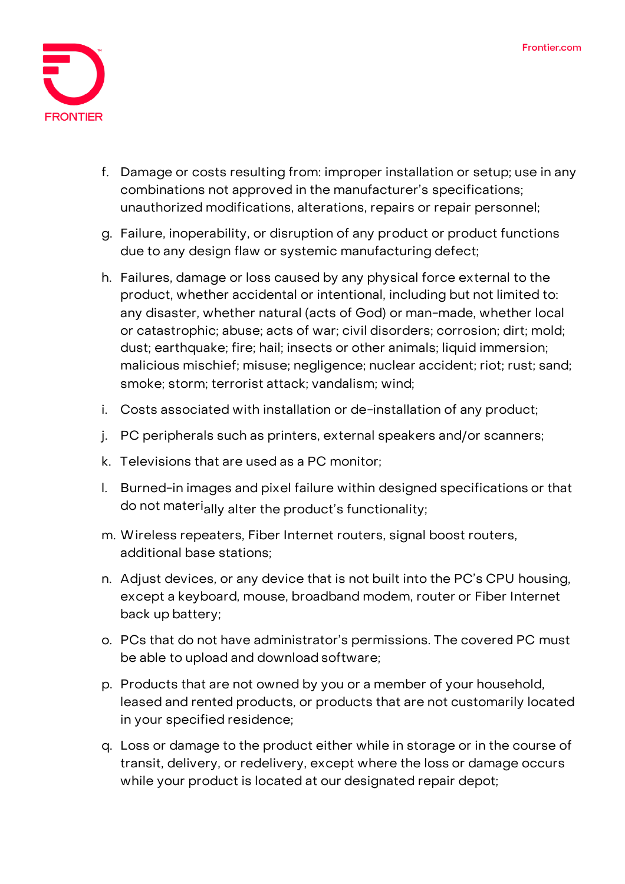f. Damage or costs resulting from: improper installation or setup; use in any combinations not approved in the manufacturer's specifications; unauthorized modifications, alterations, repairs or repair personnel;

g. Failure, inoperability, or disruption of any product or product functions due to any design flaw or systemic manufacturing defect;

h. Failures, damage or loss caused by any physical force external to the product, whether accidental or intentional, including but not limited to: any disaster, whether natural (acts of God) or man-made, whether local or catastrophic; abuse; acts of war; civil disorders; corrosion; dirt; mold; dust; earthquake; fire; hail; insects or other animals; liquid immersion; malicious mischief; misuse; negligence; nuclear accident; riot; rust; sand; smoke; storm; terrorist attack; vandalism; wind;

i. Costs associated with installation or de-installation of any product;

j. PC peripherals such as printers, external speakers and/or scanners;

k. Televisions that are used as a PC monitor;

l. Burned-in images and pixel failure within designed specifications or that do not materially alter the product's functionality;

m. Wireless repeaters, Fiber Internet routers, signal boost routers, additional base stations;

n. Adjust devices, or any device that is not built into the PC's CPU housing, except a keyboard, mouse, broadband modem, router or Fiber Internet back up battery;

o. PCs that do not have administrator's permissions. The covered PC must be able to upload and download software;

p. Products that are not owned by you or a member of your household, leased and rented products, or products that are not customarily located in your specified residence;

q. Loss or damage to the product either while in storage or in the course of transit, delivery, or redelivery, except where the loss or damage occurs while your product is located at our designated repair depot;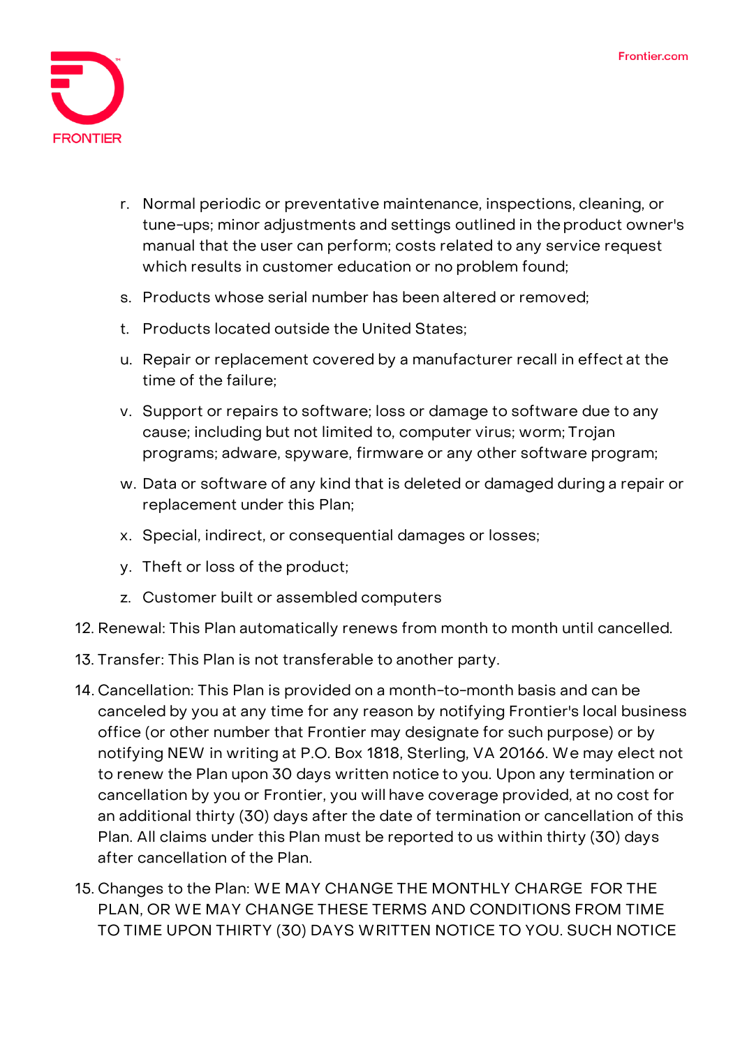r. Normal periodic or preventative maintenance, inspections, cleaning, or tune-ups; minor adjustments and settings outlined in the product owner's manual that the user can perform; costs related to any service request which results in customer education or no problem found;

s. Products whose serial number has been altered or removed;

t. Products located outside the United States;

u. Repair or replacement covered by a manufacturer recall in effect at the time of the failure;

v. Support or repairs to software; loss or damage to software due to any cause; including but not limited to, computer virus; worm; Trojan programs; adware, spyware, firmware or any other software program;

w. Data or software of any kind that is deleted or damaged during a repair or replacement under this Plan;

x. Special, indirect, or consequential damages or losses;

y. Theft or loss of the product;

z. Customer built or assembled computers

12. Renewal: This Plan automatically renews from month to month until cancelled.

13. Transfer: This Plan is not transferable to another party.

14. Cancellation: This Plan is provided on a month-to-month basis and can be canceled by you at any time for any reason by notifying Frontier's local business office (or other number that Frontier may designate for such purpose) or by notifying NEW in writing at P.O. Box 1818, Sterling, VA 20166. We may elect not to renew the Plan upon 30 days written notice to you. Upon any termination or cancellation by you or Frontier, you will have coverage provided, at no cost for an additional thirty (30) days after the date of termination or cancellation of this Plan. All claims under this Plan must be reported to us within thirty (30) days after cancellation of the Plan.

15. Changes to the Plan: WE MAY CHANGE THE MONTHLY CHARGE FOR THE PLAN, OR WE MAY CHANGE THESE TERMS AND CONDITIONS FROM TIME TO TIME UPON THIRTY (30) DAYS WRITTEN NOTICE TO YOU. SUCH NOTICE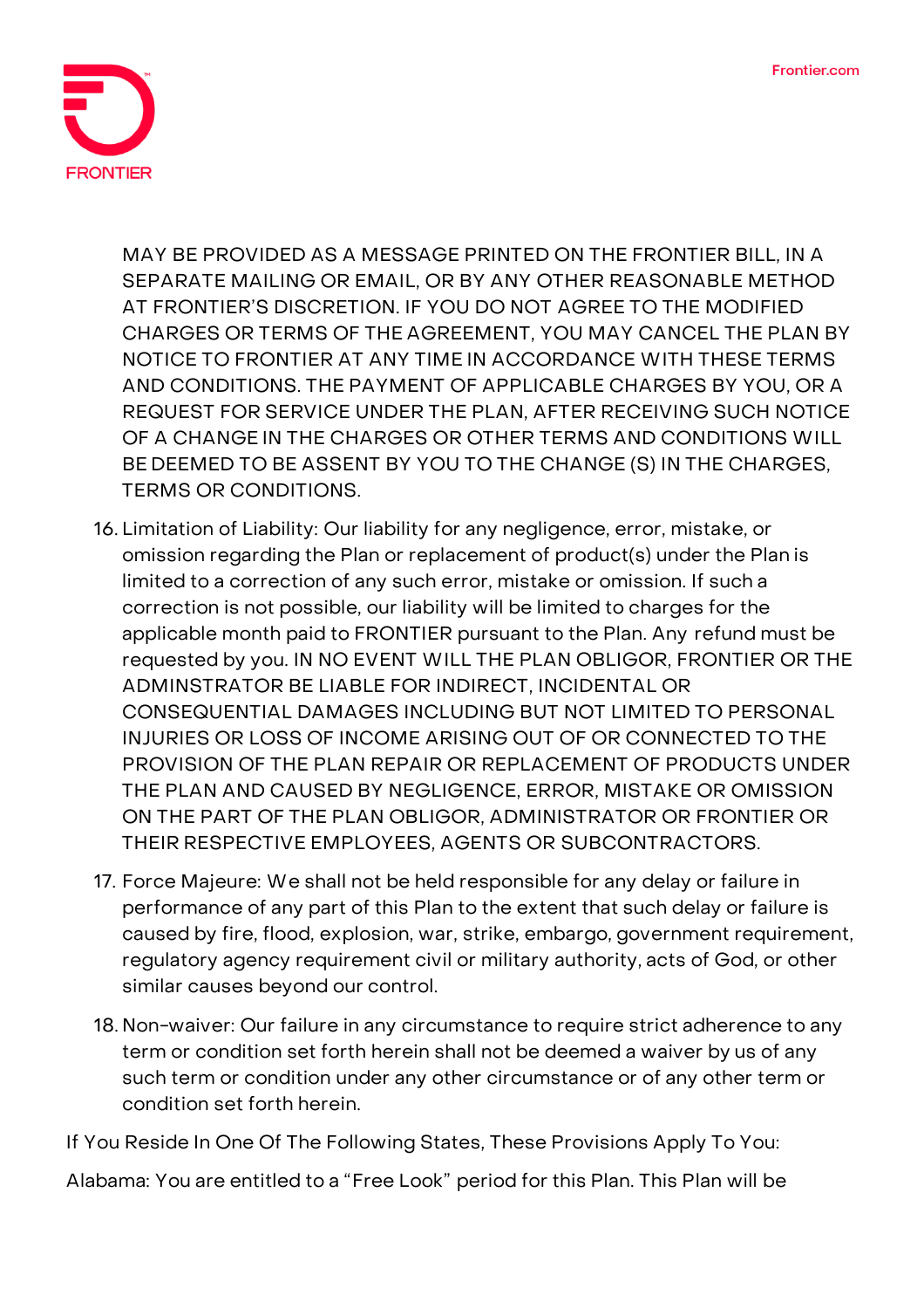MAY BE PROVIDED AS A MESSAGE PRINTED ON THE FRONTIER BILL, IN A SEPARATE MAILING OR EMAIL, OR BY ANY OTHER REASONABLE METHOD AT FRONTIER'S DISCRETION. IF YOU DO NOT AGREE TO THE MODIFIED CHARGES OR TERMS OF THE AGREEMENT, YOU MAY CANCEL THE PLAN BY NOTICE TO FRONTIER AT ANY TIME IN ACCORDANCE WITH THESE TERMS AND CONDITIONS. THE PAYMENT OF APPLICABLE CHARGES BY YOU, OR A REQUEST FOR SERVICE UNDER THE PLAN, AFTER RECEIVING SUCH NOTICE OF A CHANGE IN THE CHARGES OR OTHER TERMS AND CONDITIONS WILL BE DEEMED TO BE ASSENT BY YOU TO THE CHANGE (S) IN THE CHARGES, TERMS OR CONDITIONS.

16. Limitation of Liability: Our liability for any negligence, error, mistake, or omission regarding the Plan or replacement of product(s) under the Plan is limited to a correction of any such error, mistake or omission. If such a correction is not possible, our liability will be limited to charges for the applicable month paid to FRONTIER pursuant to the Plan. Any refund must be requested by you. IN NO EVENT WILL THE PLAN OBLIGOR, FRONTIER OR THE ADMINSTRATOR BE LIABLE FOR INDIRECT, INCIDENTAL OR CONSEQUENTIAL DAMAGES INCLUDING BUT NOT LIMITED TO PERSONAL INJURIES OR LOSS OF INCOME ARISING OUT OF OR CONNECTED TO THE PROVISION OF THE PLAN REPAIR OR REPLACEMENT OF PRODUCTS UNDER THE PLAN AND CAUSED BY NEGLIGENCE, ERROR, MISTAKE OR OMISSION ON THE PART OF THE PLAN OBLIGOR, ADMINISTRATOR OR FRONTIER OR THEIR RESPECTIVE EMPLOYEES, AGENTS OR SUBCONTRACTORS.
17. Force Majeure: We shall not be held responsible for any delay or failure in performance of any part of this Plan to the extent that such delay or failure is caused by fire, flood, explosion, war, strike, embargo, government requirement, regulatory agency requirement civil or military authority, acts of God, or other similar causes beyond our control.
18. Non-waiver: Our failure in any circumstance to require strict adherence to any term or condition set forth herein shall not be deemed a waiver by us of any such term or condition under any other circumstance or of any other term or condition set forth herein.

If You Reside In One Of The Following States, These Provisions Apply To You:

Alabama: You are entitled to a "Free Look" period for this Plan. This Plan will be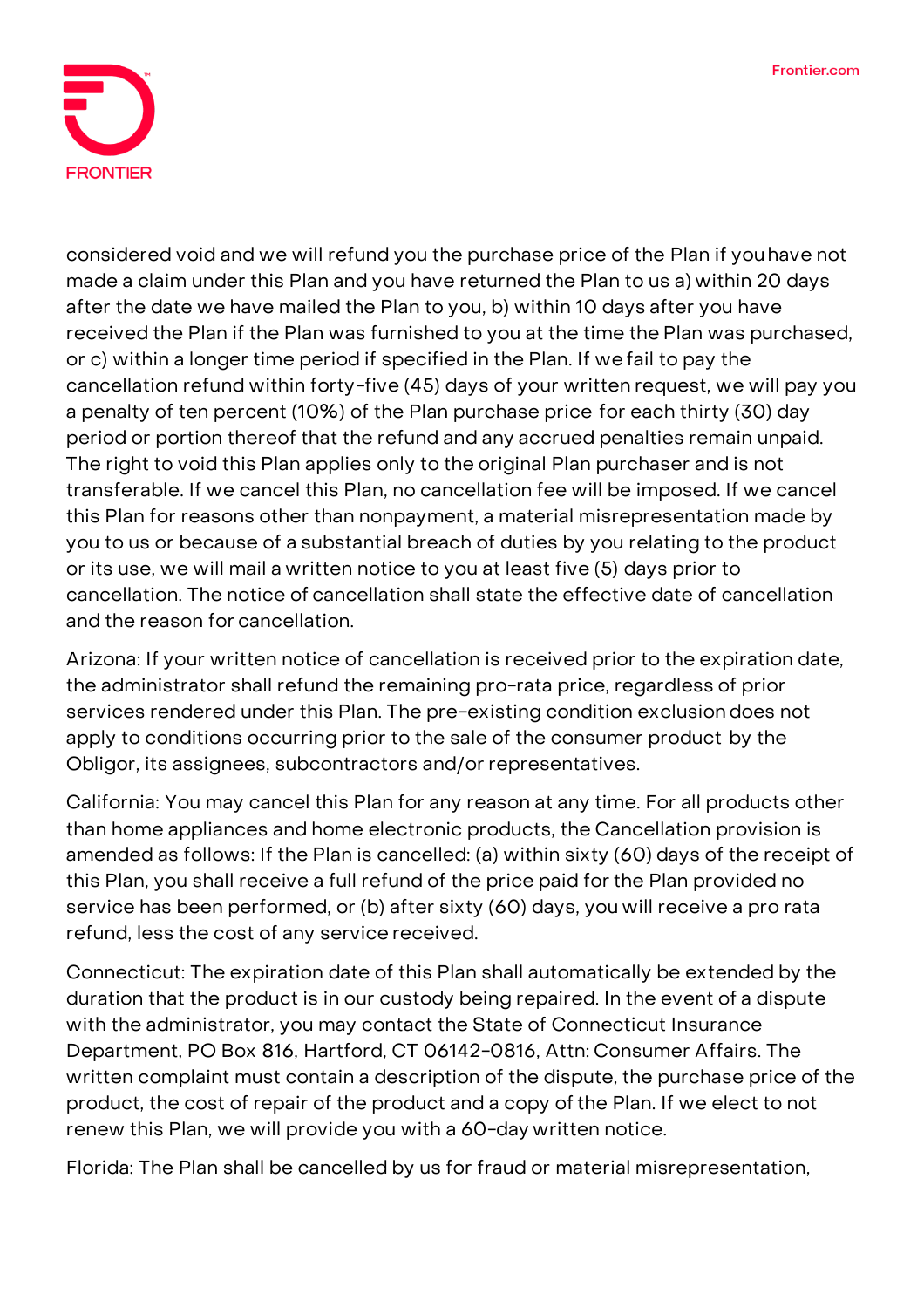considered void and we will refund you the purchase price of the Plan if you have not made a claim under this Plan and you have returned the Plan to us a) within 20 days after the date we have mailed the Plan to you, b) within 10 days after you have received the Plan if the Plan was furnished to you at the time the Plan was purchased, or c) within a longer time period if specified in the Plan. If we fail to pay the cancellation refund within forty-five (45) days of your written request, we will pay you a penalty of ten percent (10%) of the Plan purchase price for each thirty (30) day period or portion thereof that the refund and any accrued penalties remain unpaid. The right to void this Plan applies only to the original Plan purchaser and is not transferable. If we cancel this Plan, no cancellation fee will be imposed. If we cancel this Plan for reasons other than nonpayment, a material misrepresentation made by you to us or because of a substantial breach of duties by you relating to the product or its use, we will mail a written notice to you at least five (5) days prior to cancellation. The notice of cancellation shall state the effective date of cancellation and the reason for cancellation.

Arizona: If your written notice of cancellation is received prior to the expiration date, the administrator shall refund the remaining pro-rata price, regardless of prior services rendered under this Plan. The pre-existing condition exclusion does not apply to conditions occurring prior to the sale of the consumer product by the Obligor, its assignees, subcontractors and/or representatives.

California: You may cancel this Plan for any reason at any time. For all products other than home appliances and home electronic products, the Cancellation provision is amended as follows: If the Plan is cancelled: (a) within sixty (60) days of the receipt of this Plan, you shall receive a full refund of the price paid for the Plan provided no service has been performed, or (b) after sixty (60) days, you will receive a pro rata refund, less the cost of any service received.

Connecticut: The expiration date of this Plan shall automatically be extended by the duration that the product is in our custody being repaired. In the event of a dispute with the administrator, you may contact the State of Connecticut Insurance Department, PO Box 816, Hartford, CT 06142-0816, Attn: Consumer Affairs. The written complaint must contain a description of the dispute, the purchase price of the product, the cost of repair of the product and a copy of the Plan. If we elect to not renew this Plan, we will provide you with a 60-day written notice.

Florida: The Plan shall be cancelled by us for fraud or material misrepresentation,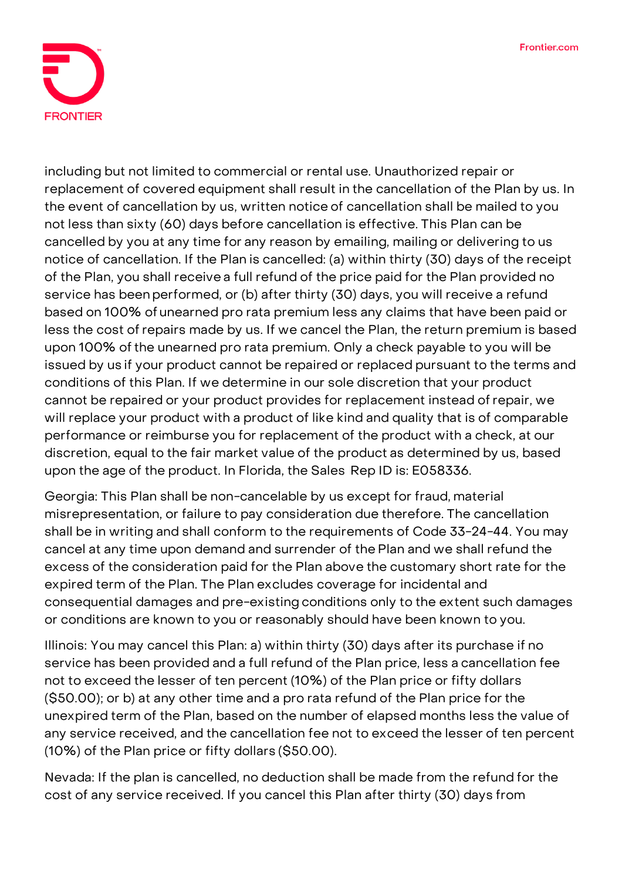including but not limited to commercial or rental use. Unauthorized repair or replacement of covered equipment shall result in the cancellation of the Plan by us. In the event of cancellation by us, written notice of cancellation shall be mailed to you not less than sixty (60) days before cancellation is effective. This Plan can be cancelled by you at any time for any reason by emailing, mailing or delivering to us notice of cancellation. If the Plan is cancelled: (a) within thirty (30) days of the receipt of the Plan, you shall receive a full refund of the price paid for the Plan provided no service has been performed, or (b) after thirty (30) days, you will receive a refund based on 100% of unearned pro rata premium less any claims that have been paid or less the cost of repairs made by us. If we cancel the Plan, the return premium is based upon 100% of the unearned pro rata premium. Only a check payable to you will be issued by us if your product cannot be repaired or replaced pursuant to the terms and conditions of this Plan. If we determine in our sole discretion that your product cannot be repaired or your product provides for replacement instead of repair, we will replace your product with a product of like kind and quality that is of comparable performance or reimburse you for replacement of the product with a check, at our discretion, equal to the fair market value of the product as determined by us, based upon the age of the product. In Florida, the Sales Rep ID is: E058336.

Georgia: This Plan shall be non-cancelable by us except for fraud, material misrepresentation, or failure to pay consideration due therefore. The cancellation shall be in writing and shall conform to the requirements of Code 33-24-44. You may cancel at any time upon demand and surrender of the Plan and we shall refund the excess of the consideration paid for the Plan above the customary short rate for the expired term of the Plan. The Plan excludes coverage for incidental and consequential damages and pre-existing conditions only to the extent such damages or conditions are known to you or reasonably should have been known to you.

Illinois: You may cancel this Plan: a) within thirty (30) days after its purchase if no service has been provided and a full refund of the Plan price, less a cancellation fee not to exceed the lesser of ten percent (10%) of the Plan price or fifty dollars ($50.00); or b) at any other time and a pro rata refund of the Plan price for the unexpired term of the Plan, based on the number of elapsed months less the value of any service received, and the cancellation fee not to exceed the lesser of ten percent (10%) of the Plan price or fifty dollars ($50.00).

Nevada: If the plan is cancelled, no deduction shall be made from the refund for the cost of any service received. If you cancel this Plan after thirty (30) days from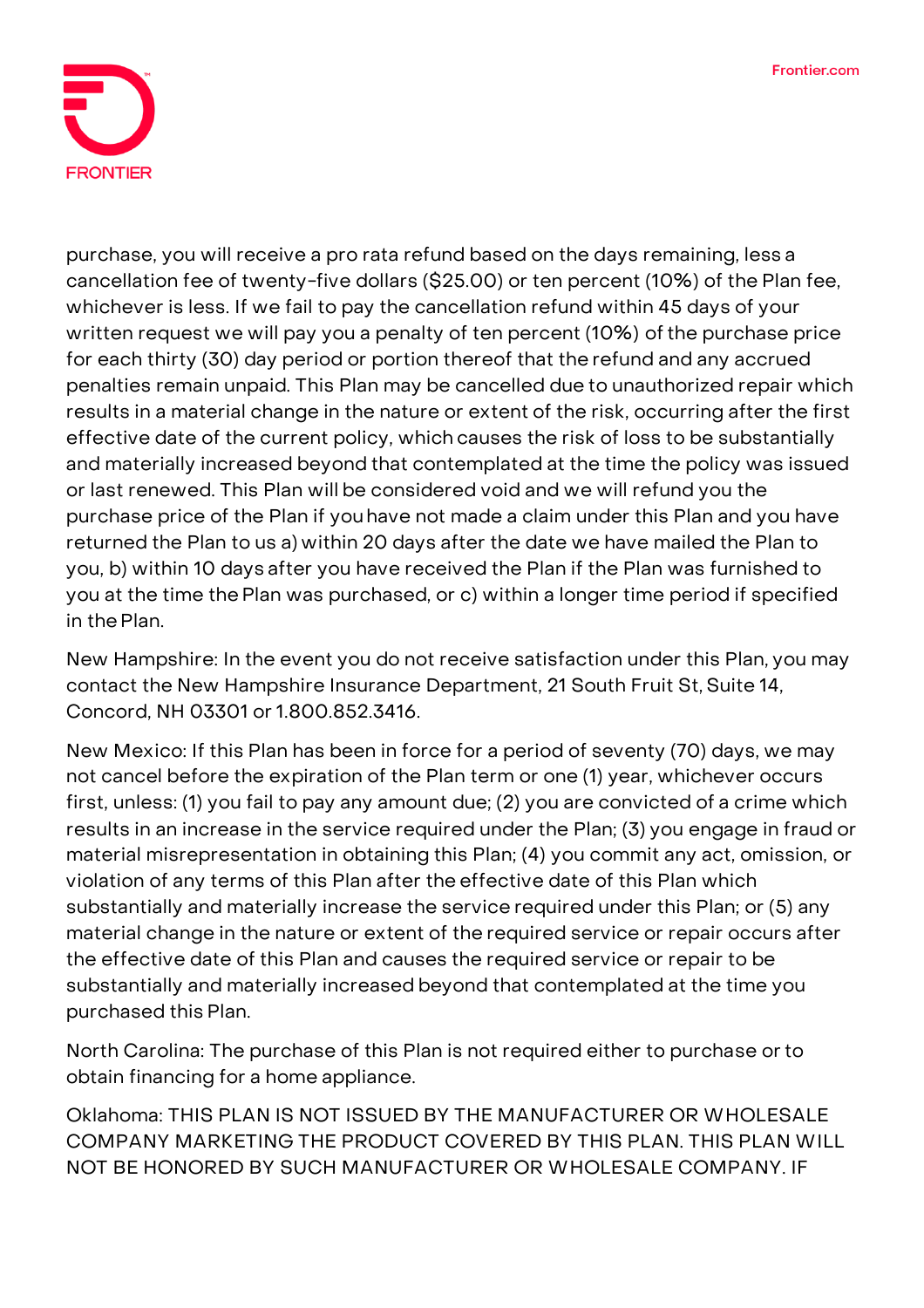purchase, you will receive a pro rata refund based on the days remaining, less a cancellation fee of twenty-five dollars ($25.00) or ten percent (10%) of the Plan fee, whichever is less. If we fail to pay the cancellation refund within 45 days of your written request we will pay you a penalty of ten percent (10%) of the purchase price for each thirty (30) day period or portion thereof that the refund and any accrued penalties remain unpaid. This Plan may be cancelled due to unauthorized repair which results in a material change in the nature or extent of the risk, occurring after the first effective date of the current policy, which causes the risk of loss to be substantially and materially increased beyond that contemplated at the time the policy was issued or last renewed. This Plan will be considered void and we will refund you the purchase price of the Plan if you have not made a claim under this Plan and you have returned the Plan to us a) within 20 days after the date we have mailed the Plan to you, b) within 10 days after you have received the Plan if the Plan was furnished to you at the time the Plan was purchased, or c) within a longer time period if specified in the Plan.

New Hampshire: In the event you do not receive satisfaction under this Plan, you may contact the New Hampshire Insurance Department, 21 South Fruit St, Suite 14, Concord, NH 03301 or 1.800.852.3416.

New Mexico: If this Plan has been in force for a period of seventy (70) days, we may not cancel before the expiration of the Plan term or one (1) year, whichever occurs first, unless: (1) you fail to pay any amount due; (2) you are convicted of a crime which results in an increase in the service required under the Plan; (3) you engage in fraud or material misrepresentation in obtaining this Plan; (4) you commit any act, omission, or violation of any terms of this Plan after the effective date of this Plan which substantially and materially increase the service required under this Plan; or (5) any material change in the nature or extent of the required service or repair occurs after the effective date of this Plan and causes the required service or repair to be substantially and materially increased beyond that contemplated at the time you purchased this Plan.

North Carolina: The purchase of this Plan is not required either to purchase or to obtain financing for a home appliance.

Oklahoma: THIS PLAN IS NOT ISSUED BY THE MANUFACTURER OR WHOLESALE COMPANY MARKETING THE PRODUCT COVERED BY THIS PLAN. THIS PLAN WILL NOT BE HONORED BY SUCH MANUFACTURER OR WHOLESALE COMPANY. IF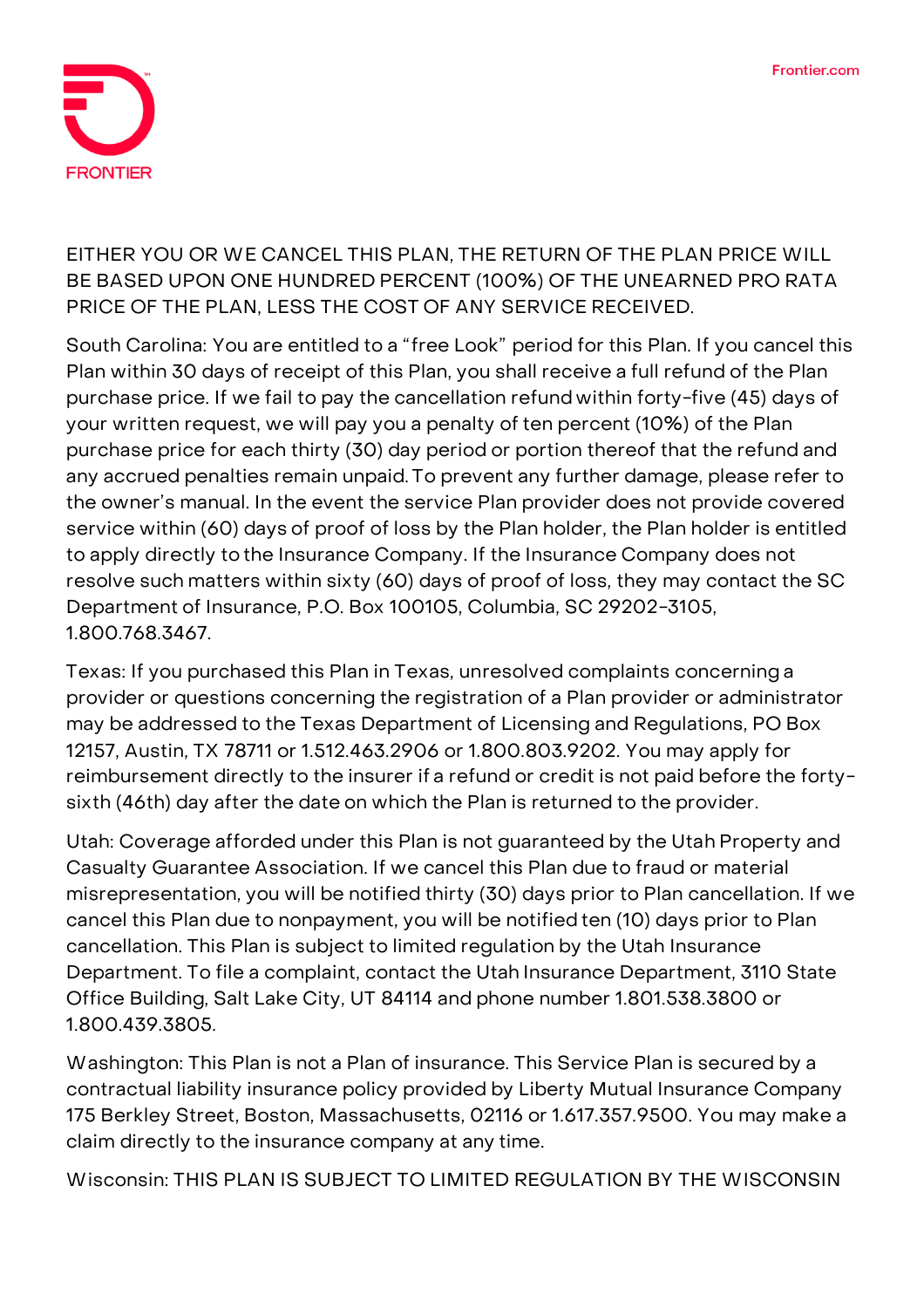EITHER YOU OR WE CANCEL THIS PLAN, THE RETURN OF THE PLAN PRICE WILL BE BASED UPON ONE HUNDRED PERCENT (100%) OF THE UNEARNED PRO RATA PRICE OF THE PLAN, LESS THE COST OF ANY SERVICE RECEIVED.

South Carolina: You are entitled to a "free Look" period for this Plan. If you cancel this Plan within 30 days of receipt of this Plan, you shall receive a full refund of the Plan purchase price. If we fail to pay the cancellation refund within forty-five (45) days of your written request, we will pay you a penalty of ten percent (10%) of the Plan purchase price for each thirty (30) day period or portion thereof that the refund and any accrued penalties remain unpaid. To prevent any further damage, please refer to the owner's manual. In the event the service Plan provider does not provide covered service within (60) days of proof of loss by the Plan holder, the Plan holder is entitled to apply directly to the Insurance Company. If the Insurance Company does not resolve such matters within sixty (60) days of proof of loss, they may contact the SC Department of Insurance, P.O. Box 100105, Columbia, SC 29202-3105, 1.800.768.3467.

Texas: If you purchased this Plan in Texas, unresolved complaints concerning a provider or questions concerning the registration of a Plan provider or administrator may be addressed to the Texas Department of Licensing and Regulations, PO Box 12157, Austin, TX 78711 or 1.512.463.2906 or 1.800.803.9202. You may apply for reimbursement directly to the insurer if a refund or credit is not paid before the forty-sixth (46th) day after the date on which the Plan is returned to the provider.

Utah: Coverage afforded under this Plan is not guaranteed by the Utah Property and Casualty Guarantee Association. If we cancel this Plan due to fraud or material misrepresentation, you will be notified thirty (30) days prior to Plan cancellation. If we cancel this Plan due to nonpayment, you will be notified ten (10) days prior to Plan cancellation. This Plan is subject to limited regulation by the Utah Insurance Department. To file a complaint, contact the Utah Insurance Department, 3110 State Office Building, Salt Lake City, UT 84114 and phone number 1.801.538.3800 or 1.800.439.3805.

Washington: This Plan is not a Plan of insurance. This Service Plan is secured by a contractual liability insurance policy provided by Liberty Mutual Insurance Company 175 Berkley Street, Boston, Massachusetts, 02116 or 1.617.357.9500. You may make a claim directly to the insurance company at any time.

Wisconsin: THIS PLAN IS SUBJECT TO LIMITED REGULATION BY THE WISCONSIN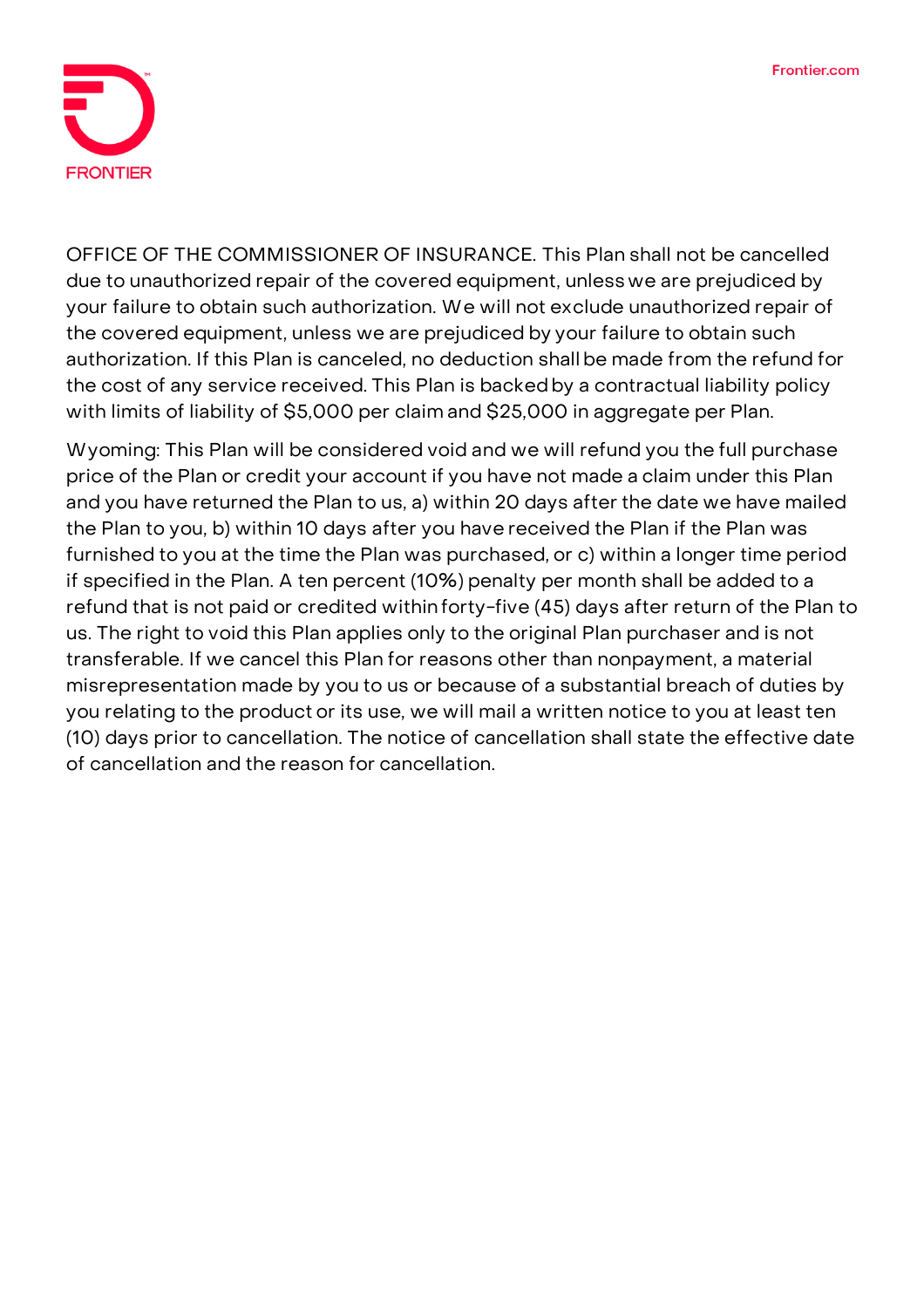OFFICE OF THE COMMISSIONER OF INSURANCE. This Plan shall not be cancelled due to unauthorized repair of the covered equipment, unless we are prejudiced by your failure to obtain such authorization. We will not exclude unauthorized repair of the covered equipment, unless we are prejudiced by your failure to obtain such authorization. If this Plan is canceled, no deduction shall be made from the refund for the cost of any service received. This Plan is backed by a contractual liability policy with limits of liability of $5,000 per claim and $25,000 in aggregate per Plan.

Wyoming: This Plan will be considered void and we will refund you the full purchase price of the Plan or credit your account if you have not made a claim under this Plan and you have returned the Plan to us, a) within 20 days after the date we have mailed the Plan to you, b) within 10 days after you have received the Plan if the Plan was furnished to you at the time the Plan was purchased, or c) within a longer time period if specified in the Plan. A ten percent (10%) penalty per month shall be added to a refund that is not paid or credited within forty-five (45) days after return of the Plan to us. The right to void this Plan applies only to the original Plan purchaser and is not transferable. If we cancel this Plan for reasons other than nonpayment, a material misrepresentation made by you to us or because of a substantial breach of duties by you relating to the product or its use, we will mail a written notice to you at least ten (10) days prior to cancellation. The notice of cancellation shall state the effective date of cancellation and the reason for cancellation.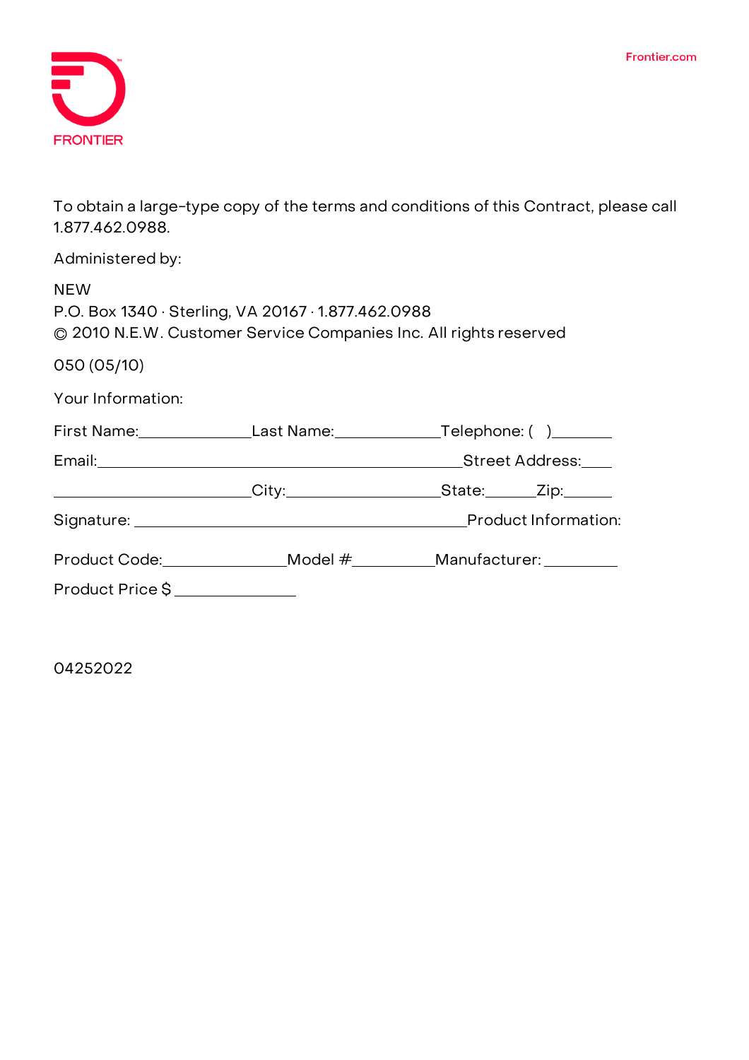FRONTIER

Frontier.com

To obtain a large-type copy of the terms and conditions of this Contract, please call 1.877.462.0988.

Administered by:

NEW
P.O. Box 1340 · Sterling, VA 20167 · 1.877.462.0988
© 2010 N.E.W. Customer Service Companies Inc. All rights reserved

050 (05/10)

Your Information:

First Name:_____________Last Name:_____________Telephone: (   )_______

Email:_______________________________________________Street Address:____

_________________________City:___________________State:______Zip:______

Signature: __________________________________________Product Information:

Product Code:_______________Model #__________Manufacturer: _________

Product Price $ _______________

04252022